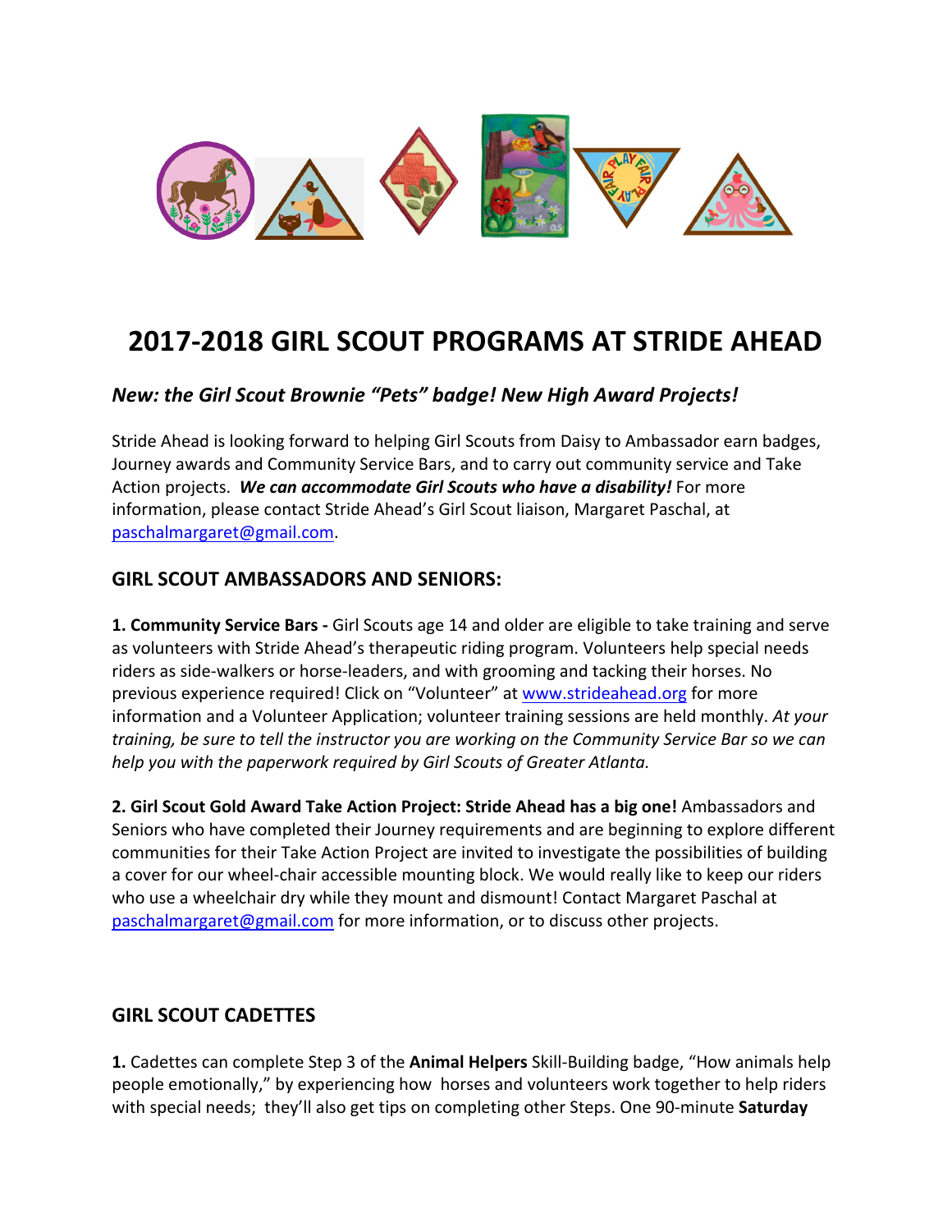# 2017-2018 GIRL SCOUT PROGRAMS AT STRIDE AHEAD

### *New: the Girl Scout Brownie "Pets" badge! New High Award Projects!*

Stride Ahead is looking forward to helping Girl Scouts from Daisy to Ambassador earn badges, Journey awards and Community Service Bars, and to carry out community service and Take Action projects. ***We can accommodate Girl Scouts who have a disability!*** For more information, please contact Stride Ahead's Girl Scout liaison, Margaret Paschal, at paschalmargaret@gmail.com.

## GIRL SCOUT AMBASSADORS AND SENIORS:

**1. Community Service Bars -** Girl Scouts age 14 and older are eligible to take training and serve as volunteers with Stride Ahead's therapeutic riding program. Volunteers help special needs riders as side-walkers or horse-leaders, and with grooming and tacking their horses. No previous experience required! Click on "Volunteer" at www.strideahead.org for more information and a Volunteer Application; volunteer training sessions are held monthly. *At your training, be sure to tell the instructor you are working on the Community Service Bar so we can help you with the paperwork required by Girl Scouts of Greater Atlanta.*

**2. Girl Scout Gold Award Take Action Project: Stride Ahead has a big one!** Ambassadors and Seniors who have completed their Journey requirements and are beginning to explore different communities for their Take Action Project are invited to investigate the possibilities of building a cover for our wheel-chair accessible mounting block. We would really like to keep our riders who use a wheelchair dry while they mount and dismount! Contact Margaret Paschal at paschalmargaret@gmail.com for more information, or to discuss other projects.

## GIRL SCOUT CADETTES

**1.** Cadettes can complete Step 3 of the **Animal Helpers** Skill-Building badge, "How animals help people emotionally," by experiencing how horses and volunteers work together to help riders with special needs; they'll also get tips on completing other Steps. One 90-minute **Saturday**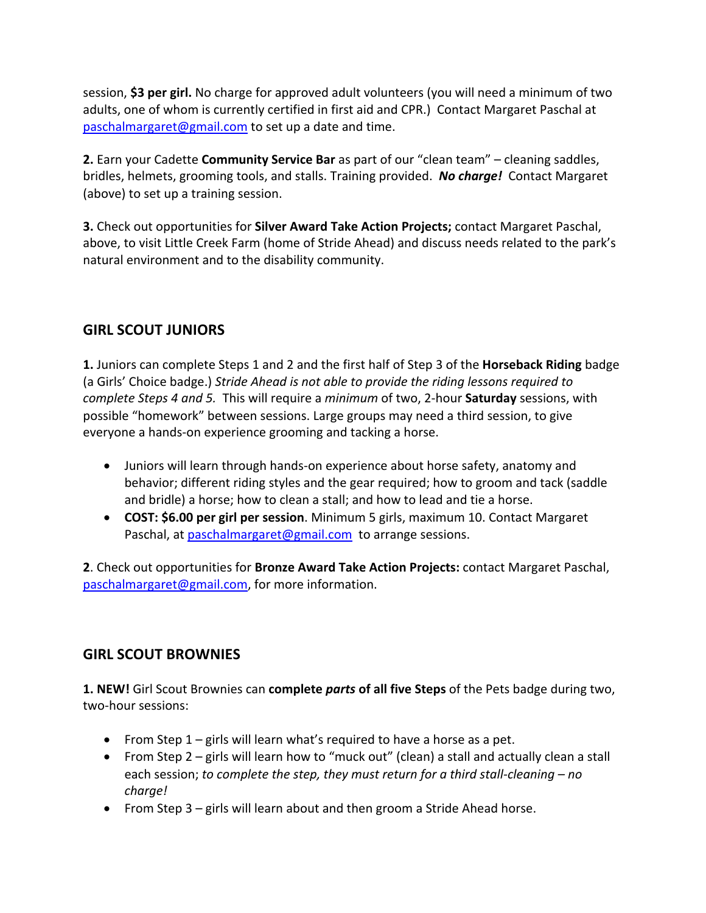session, **$3 per girl.** No charge for approved adult volunteers (you will need a minimum of two adults, one of whom is currently certified in first aid and CPR.) Contact Margaret Paschal at paschalmargaret@gmail.com to set up a date and time.

**2.** Earn your Cadette **Community Service Bar** as part of our "clean team" – cleaning saddles, bridles, helmets, grooming tools, and stalls. Training provided. ***No charge!*** Contact Margaret (above) to set up a training session.

**3.** Check out opportunities for **Silver Award Take Action Projects;** contact Margaret Paschal, above, to visit Little Creek Farm (home of Stride Ahead) and discuss needs related to the park's natural environment and to the disability community.

## GIRL SCOUT JUNIORS

**1.** Juniors can complete Steps 1 and 2 and the first half of Step 3 of the **Horseback Riding** badge (a Girls' Choice badge.) *Stride Ahead is not able to provide the riding lessons required to complete Steps 4 and 5.* This will require a *minimum* of two, 2-hour **Saturday** sessions, with possible "homework" between sessions. Large groups may need a third session, to give everyone a hands-on experience grooming and tacking a horse.

- Juniors will learn through hands-on experience about horse safety, anatomy and behavior; different riding styles and the gear required; how to groom and tack (saddle and bridle) a horse; how to clean a stall; and how to lead and tie a horse.
- **COST: $6.00 per girl per session**. Minimum 5 girls, maximum 10. Contact Margaret Paschal, at paschalmargaret@gmail.com to arrange sessions.

**2**. Check out opportunities for **Bronze Award Take Action Projects:** contact Margaret Paschal, paschalmargaret@gmail.com, for more information.

## GIRL SCOUT BROWNIES

**1. NEW!** Girl Scout Brownies can **complete *parts* of all five Steps** of the Pets badge during two, two-hour sessions:

- From Step 1 – girls will learn what's required to have a horse as a pet.
- From Step 2 – girls will learn how to "muck out" (clean) a stall and actually clean a stall each session; *to complete the step, they must return for a third stall-cleaning – no charge!*
- From Step 3 – girls will learn about and then groom a Stride Ahead horse.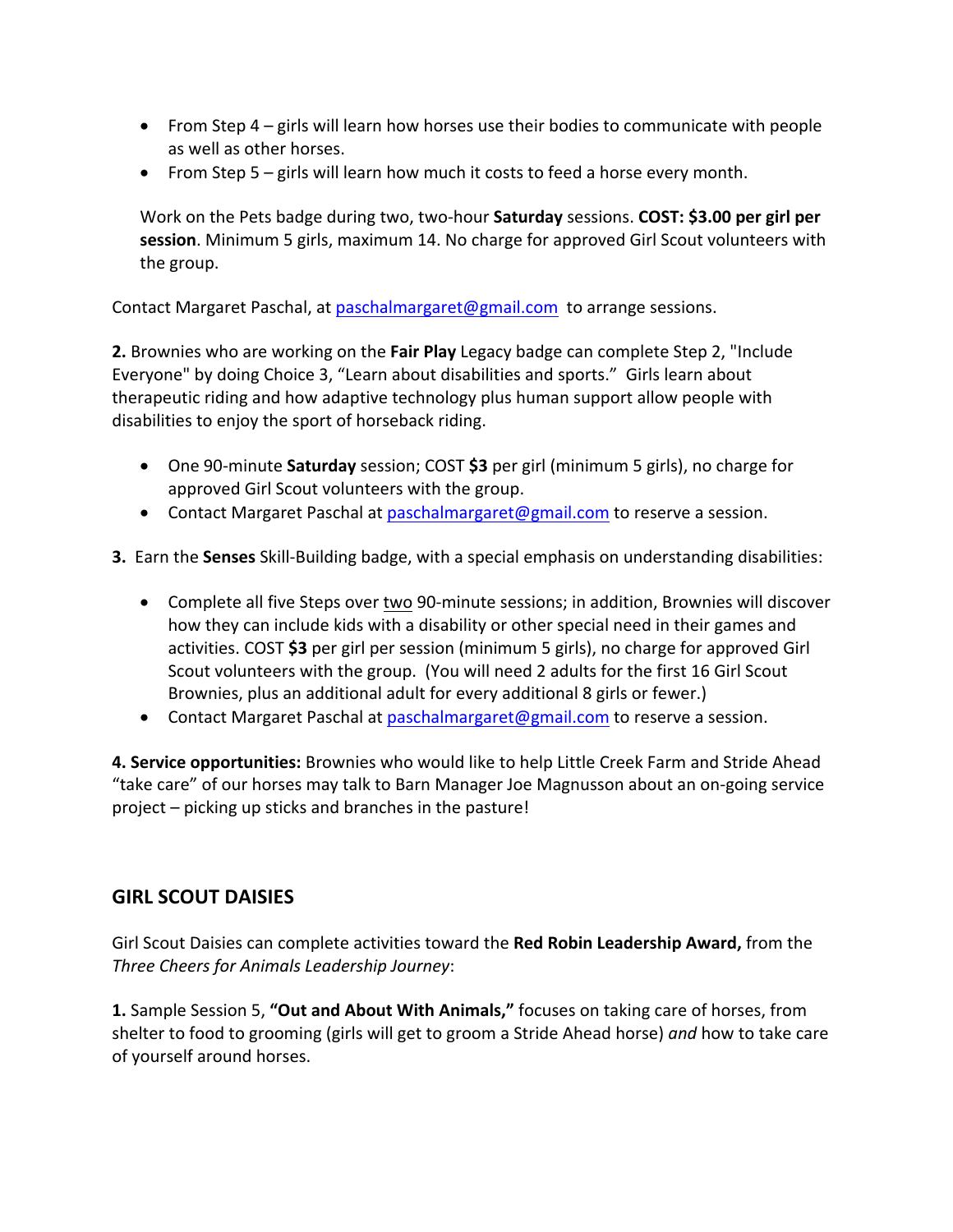- From Step 4 – girls will learn how horses use their bodies to communicate with people as well as other horses.
- From Step 5 – girls will learn how much it costs to feed a horse every month.

Work on the Pets badge during two, two-hour **Saturday** sessions. **COST: $3.00 per girl per session**. Minimum 5 girls, maximum 14. No charge for approved Girl Scout volunteers with the group.

Contact Margaret Paschal, at paschalmargaret@gmail.com to arrange sessions.

**2.** Brownies who are working on the **Fair Play** Legacy badge can complete Step 2, "Include Everyone" by doing Choice 3, "Learn about disabilities and sports." Girls learn about therapeutic riding and how adaptive technology plus human support allow people with disabilities to enjoy the sport of horseback riding.

- One 90-minute **Saturday** session; COST **$3** per girl (minimum 5 girls), no charge for approved Girl Scout volunteers with the group.
- Contact Margaret Paschal at paschalmargaret@gmail.com to reserve a session.

**3.** Earn the **Senses** Skill-Building badge, with a special emphasis on understanding disabilities:

- Complete all five Steps over two 90-minute sessions; in addition, Brownies will discover how they can include kids with a disability or other special need in their games and activities. COST **$3** per girl per session (minimum 5 girls), no charge for approved Girl Scout volunteers with the group. (You will need 2 adults for the first 16 Girl Scout Brownies, plus an additional adult for every additional 8 girls or fewer.)
- Contact Margaret Paschal at paschalmargaret@gmail.com to reserve a session.

**4. Service opportunities:** Brownies who would like to help Little Creek Farm and Stride Ahead "take care" of our horses may talk to Barn Manager Joe Magnusson about an on-going service project – picking up sticks and branches in the pasture!

## GIRL SCOUT DAISIES

Girl Scout Daisies can complete activities toward the **Red Robin Leadership Award,** from the *Three Cheers for Animals Leadership Journey*:

**1.** Sample Session 5, **"Out and About With Animals,"** focuses on taking care of horses, from shelter to food to grooming (girls will get to groom a Stride Ahead horse) *and* how to take care of yourself around horses.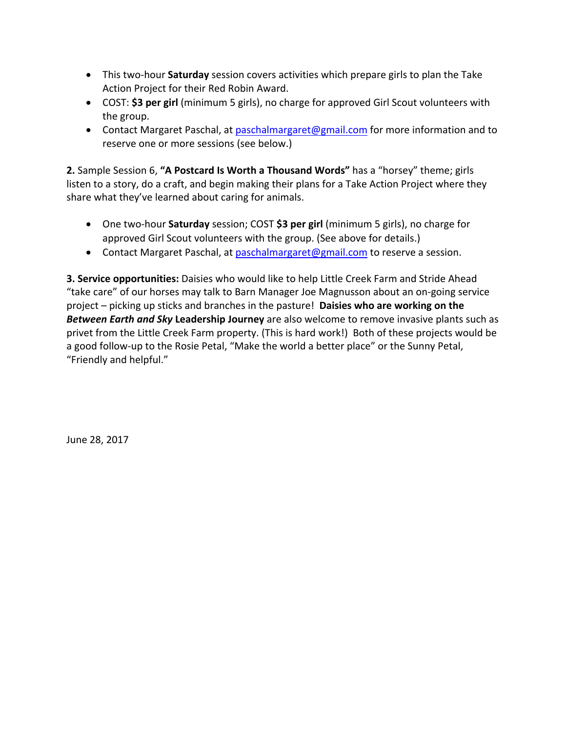- This two-hour **Saturday** session covers activities which prepare girls to plan the Take Action Project for their Red Robin Award.
- COST: **$3 per girl** (minimum 5 girls), no charge for approved Girl Scout volunteers with the group.
- Contact Margaret Paschal, at paschalmargaret@gmail.com for more information and to reserve one or more sessions (see below.)

**2.** Sample Session 6, **"A Postcard Is Worth a Thousand Words"** has a "horsey" theme; girls listen to a story, do a craft, and begin making their plans for a Take Action Project where they share what they've learned about caring for animals.

- One two-hour **Saturday** session; COST **$3 per girl** (minimum 5 girls), no charge for approved Girl Scout volunteers with the group. (See above for details.)
- Contact Margaret Paschal, at paschalmargaret@gmail.com to reserve a session.

**3. Service opportunities:** Daisies who would like to help Little Creek Farm and Stride Ahead "take care" of our horses may talk to Barn Manager Joe Magnusson about an on-going service project – picking up sticks and branches in the pasture! **Daisies who are working on the *Between Earth and Sky* Leadership Journey** are also welcome to remove invasive plants such as privet from the Little Creek Farm property. (This is hard work!) Both of these projects would be a good follow-up to the Rosie Petal, "Make the world a better place" or the Sunny Petal, "Friendly and helpful."

June 28, 2017